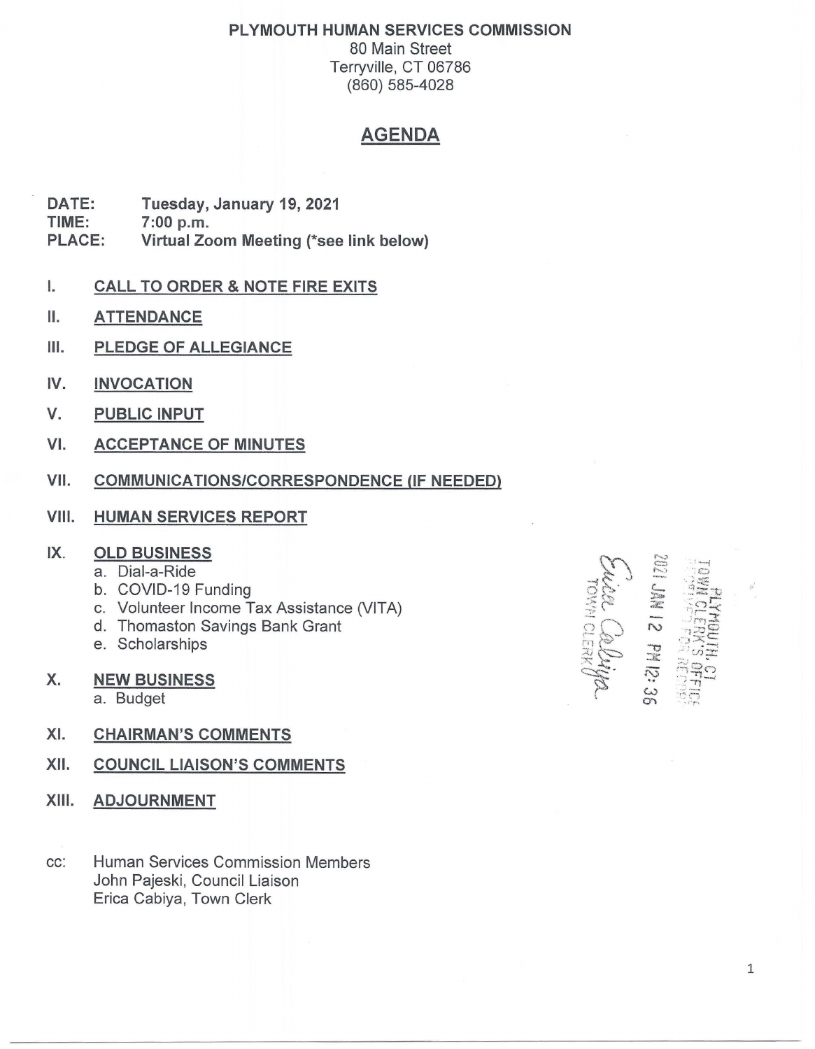**PLYMOUTH HUMAN SERVICES COMMISSION**
80 Main Street
Terryville, CT 06786
(860) 585-4028

# AGENDA

**DATE:** **Tuesday, January 19, 2021**
**TIME:** **7:00 p.m.**
**PLACE:** **Virtual Zoom Meeting (*see link below)**

I. **CALL TO ORDER & NOTE FIRE EXITS**

II. **ATTENDANCE**

III. **PLEDGE OF ALLEGIANCE**

IV. **INVOCATION**

V. **PUBLIC INPUT**

VI. **ACCEPTANCE OF MINUTES**

VII. **COMMUNICATIONS/CORRESPONDENCE (IF NEEDED)**

VIII. **HUMAN SERVICES REPORT**

IX. **OLD BUSINESS**
   a. Dial-a-Ride
   b. COVID-19 Funding
   c. Volunteer Income Tax Assistance (VITA)
   d. Thomaston Savings Bank Grant
   e. Scholarships

X. **NEW BUSINESS**
   a. Budget

XI. **CHAIRMAN'S COMMENTS**

XII. **COUNCIL LIAISON'S COMMENTS**

XIII. **ADJOURNMENT**

PLYMOUTH, CT
TOWN CLERK'S OFFICE
RECEIVED FOR RECORD
2021 JAN 12 PM 12:36
Erica Cabiya
TOWN CLERK

cc: Human Services Commission Members
John Pajeski, Council Liaison
Erica Cabiya, Town Clerk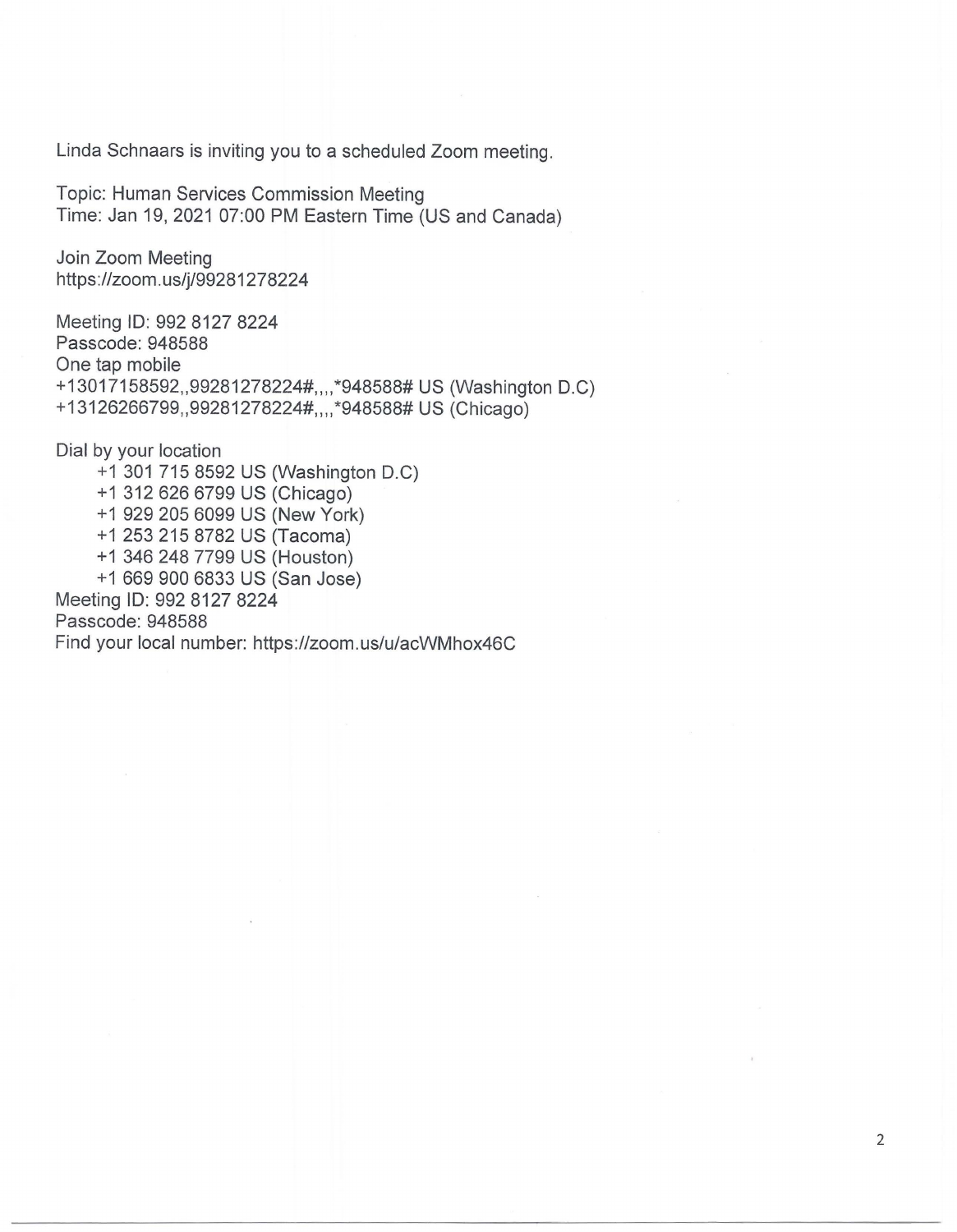Linda Schnaars is inviting you to a scheduled Zoom meeting.

Topic: Human Services Commission Meeting
Time: Jan 19, 2021 07:00 PM Eastern Time (US and Canada)

Join Zoom Meeting
https://zoom.us/j/99281278224

Meeting ID: 992 8127 8224
Passcode: 948588
One tap mobile
+13017158592,,99281278224#,,,,*948588# US (Washington D.C)
+13126266799,,99281278224#,,,,*948588# US (Chicago)

Dial by your location
 +1 301 715 8592 US (Washington D.C)
 +1 312 626 6799 US (Chicago)
 +1 929 205 6099 US (New York)
 +1 253 215 8782 US (Tacoma)
 +1 346 248 7799 US (Houston)
 +1 669 900 6833 US (San Jose)
Meeting ID: 992 8127 8224
Passcode: 948588
Find your local number: https://zoom.us/u/acWMhox46C